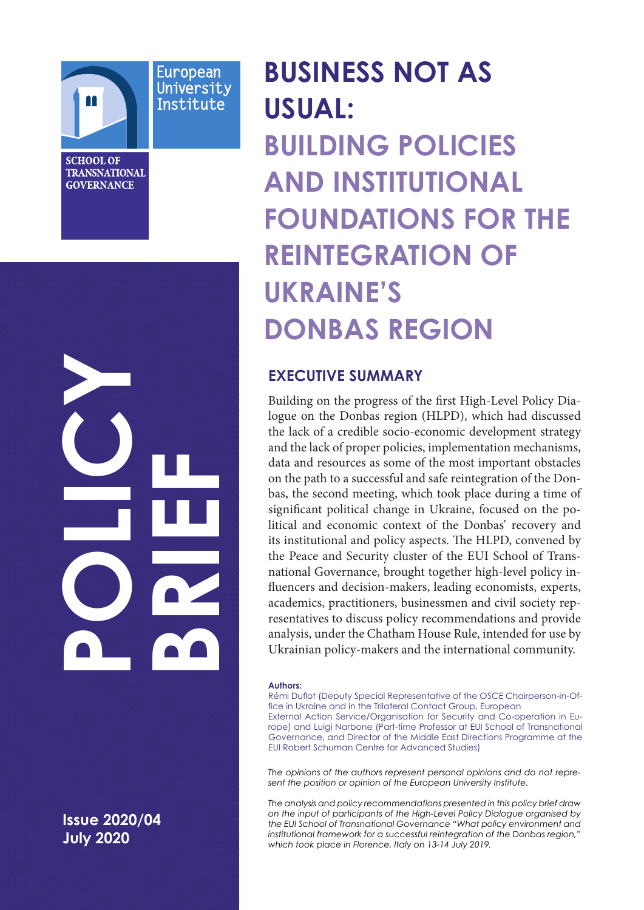European University Institute

SCHOOL OF TRANSNATIONAL GOVERNANCE

# BUSINESS NOT AS USUAL: BUILDING POLICIES AND INSTITUTIONAL FOUNDATIONS FOR THE REINTEGRATION OF UKRAINE'S DONBAS REGION

POLICY BRIEF

Issue 2020/04
July 2020

## EXECUTIVE SUMMARY

Building on the progress of the first High-Level Policy Dialogue on the Donbas region (HLPD), which had discussed the lack of a credible socio-economic development strategy and the lack of proper policies, implementation mechanisms, data and resources as some of the most important obstacles on the path to a successful and safe reintegration of the Donbas, the second meeting, which took place during a time of significant political change in Ukraine, focused on the political and economic context of the Donbas' recovery and its institutional and policy aspects. The HLPD, convened by the Peace and Security cluster of the EUI School of Transnational Governance, brought together high-level policy influencers and decision-makers, leading economists, experts, academics, practitioners, businessmen and civil society representatives to discuss policy recommendations and provide analysis, under the Chatham House Rule, intended for use by Ukrainian policy-makers and the international community.

**Authors:**

Rémi Duflot (Deputy Special Representative of the OSCE Chairperson-in-Office in Ukraine and in the Trilateral Contact Group, European External Action Service/Organisation for Security and Co-operation in Europe) and Luigi Narbone (Part-time Professor at EUI School of Transnational Governance, and Director of the Middle East Directions Programme at the EUI Robert Schuman Centre for Advanced Studies)

*The opinions of the authors represent personal opinions and do not represent the position or opinion of the European University Institute.*

*The analysis and policy recommendations presented in this policy brief draw on the input of participants of the High-Level Policy Dialogue organised by the EUI School of Transnational Governance "What policy environment and institutional framework for a successful reintegration of the Donbas region," which took place in Florence, Italy on 13-14 July 2019.*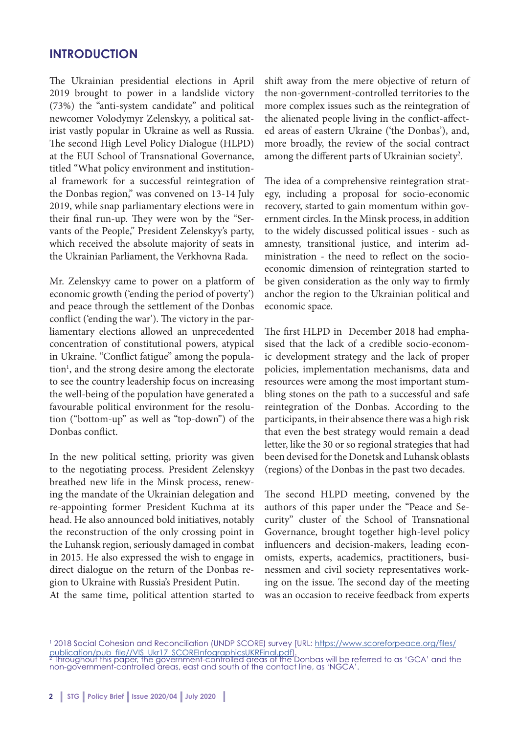## INTRODUCTION

The Ukrainian presidential elections in April 2019 brought to power in a landslide victory (73%) the "anti-system candidate" and political newcomer Volodymyr Zelenskyy, a political satirist vastly popular in Ukraine as well as Russia. The second High Level Policy Dialogue (HLPD) at the EUI School of Transnational Governance, titled "What policy environment and institutional framework for a successful reintegration of the Donbas region," was convened on 13-14 July 2019, while snap parliamentary elections were in their final run-up. They were won by the "Servants of the People," President Zelenskyy's party, which received the absolute majority of seats in the Ukrainian Parliament, the Verkhovna Rada.

Mr. Zelenskyy came to power on a platform of economic growth ('ending the period of poverty') and peace through the settlement of the Donbas conflict ('ending the war'). The victory in the parliamentary elections allowed an unprecedented concentration of constitutional powers, atypical in Ukraine. "Conflict fatigue" among the population[1], and the strong desire among the electorate to see the country leadership focus on increasing the well-being of the population have generated a favourable political environment for the resolution ("bottom-up" as well as "top-down") of the Donbas conflict.

In the new political setting, priority was given to the negotiating process. President Zelenskyy breathed new life in the Minsk process, renewing the mandate of the Ukrainian delegation and re-appointing former President Kuchma at its head. He also announced bold initiatives, notably the reconstruction of the only crossing point in the Luhansk region, seriously damaged in combat in 2015. He also expressed the wish to engage in direct dialogue on the return of the Donbas region to Ukraine with Russia's President Putin.

At the same time, political attention started to shift away from the mere objective of return of the non-government-controlled territories to the more complex issues such as the reintegration of the alienated people living in the conflict-affected areas of eastern Ukraine ('the Donbas'), and, more broadly, the review of the social contract among the different parts of Ukrainian society[2].

The idea of a comprehensive reintegration strategy, including a proposal for socio-economic recovery, started to gain momentum within government circles. In the Minsk process, in addition to the widely discussed political issues - such as amnesty, transitional justice, and interim administration - the need to reflect on the socio-economic dimension of reintegration started to be given consideration as the only way to firmly anchor the region to the Ukrainian political and economic space.

The first HLPD in December 2018 had emphasised that the lack of a credible socio-economic development strategy and the lack of proper policies, implementation mechanisms, data and resources were among the most important stumbling stones on the path to a successful and safe reintegration of the Donbas. According to the participants, in their absence there was a high risk that even the best strategy would remain a dead letter, like the 30 or so regional strategies that had been devised for the Donetsk and Luhansk oblasts (regions) of the Donbas in the past two decades.

The second HLPD meeting, convened by the authors of this paper under the "Peace and Security" cluster of the School of Transnational Governance, brought together high-level policy influencers and decision-makers, leading economists, experts, academics, practitioners, businessmen and civil society representatives working on the issue. The second day of the meeting was an occasion to receive feedback from experts

[1] 2018 Social Cohesion and Reconciliation (UNDP SCORE) survey [URL: https://www.scoreforpeace.org/files/publication/pub_file//VIS_Ukr17_SCOREInfographicsUKRFinal.pdf].

[2] Throughout this paper, the government-controlled areas of the Donbas will be referred to as 'GCA' and the non-government-controlled areas, east and south of the contact line, as 'NGCA'.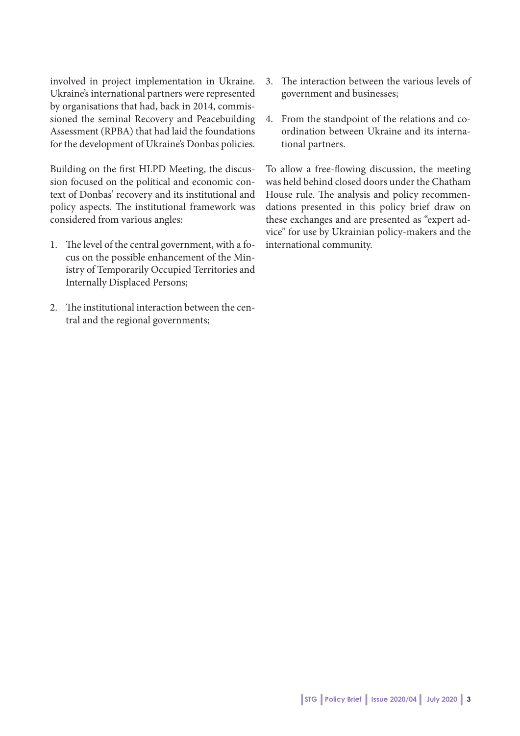involved in project implementation in Ukraine. Ukraine's international partners were represented by organisations that had, back in 2014, commissioned the seminal Recovery and Peacebuilding Assessment (RPBA) that had laid the foundations for the development of Ukraine's Donbas policies.

Building on the first HLPD Meeting, the discussion focused on the political and economic context of Donbas' recovery and its institutional and policy aspects. The institutional framework was considered from various angles:

1. The level of the central government, with a focus on the possible enhancement of the Ministry of Temporarily Occupied Territories and Internally Displaced Persons;
2. The institutional interaction between the central and the regional governments;
3. The interaction between the various levels of government and businesses;
4. From the standpoint of the relations and coordination between Ukraine and its international partners.

To allow a free-flowing discussion, the meeting was held behind closed doors under the Chatham House rule. The analysis and policy recommendations presented in this policy brief draw on these exchanges and are presented as "expert advice" for use by Ukrainian policy-makers and the international community.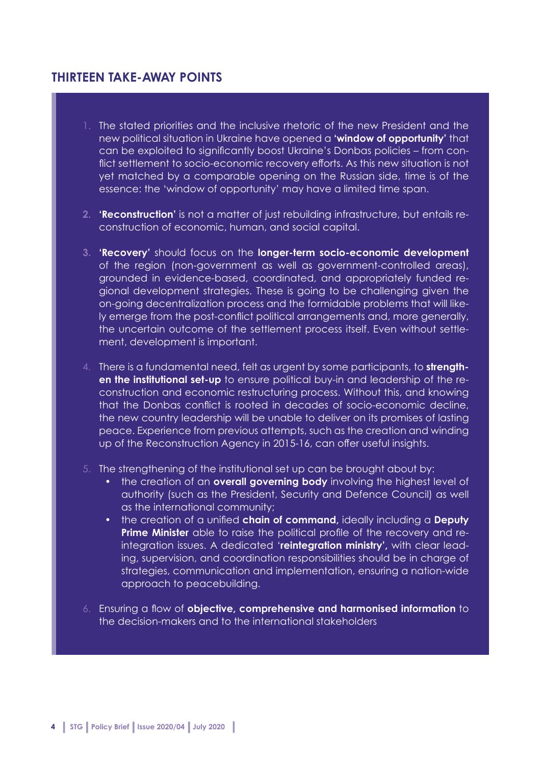## THIRTEEN TAKE-AWAY POINTS

1. The stated priorities and the inclusive rhetoric of the new President and the new political situation in Ukraine have opened a **'window of opportunity'** that can be exploited to significantly boost Ukraine's Donbas policies – from conflict settlement to socio-economic recovery efforts. As this new situation is not yet matched by a comparable opening on the Russian side, time is of the essence: the 'window of opportunity' may have a limited time span.

2. **'Reconstruction'** is not a matter of just rebuilding infrastructure, but entails reconstruction of economic, human, and social capital.

3. **'Recovery'** should focus on the **longer-term socio-economic development** of the region (non-government as well as government-controlled areas), grounded in evidence-based, coordinated, and appropriately funded regional development strategies. These is going to be challenging given the on-going decentralization process and the formidable problems that will likely emerge from the post-conflict political arrangements and, more generally, the uncertain outcome of the settlement process itself. Even without settlement, development is important.

4. There is a fundamental need, felt as urgent by some participants, to **strengthen the institutional set-up** to ensure political buy-in and leadership of the reconstruction and economic restructuring process. Without this, and knowing that the Donbas conflict is rooted in decades of socio-economic decline, the new country leadership will be unable to deliver on its promises of lasting peace. Experience from previous attempts, such as the creation and winding up of the Reconstruction Agency in 2015-16, can offer useful insights.

5. The strengthening of the institutional set up can be brought about by:
   - the creation of an **overall governing body** involving the highest level of authority (such as the President, Security and Defence Council) as well as the international community;
   - the creation of a unified **chain of command,** ideally including a **Deputy Prime Minister** able to raise the political profile of the recovery and reintegration issues. A dedicated '**reintegration ministry',** with clear leading, supervision, and coordination responsibilities should be in charge of strategies, communication and implementation, ensuring a nation-wide approach to peacebuilding.

6. Ensuring a flow of **objective, comprehensive and harmonised information** to the decision-makers and to the international stakeholders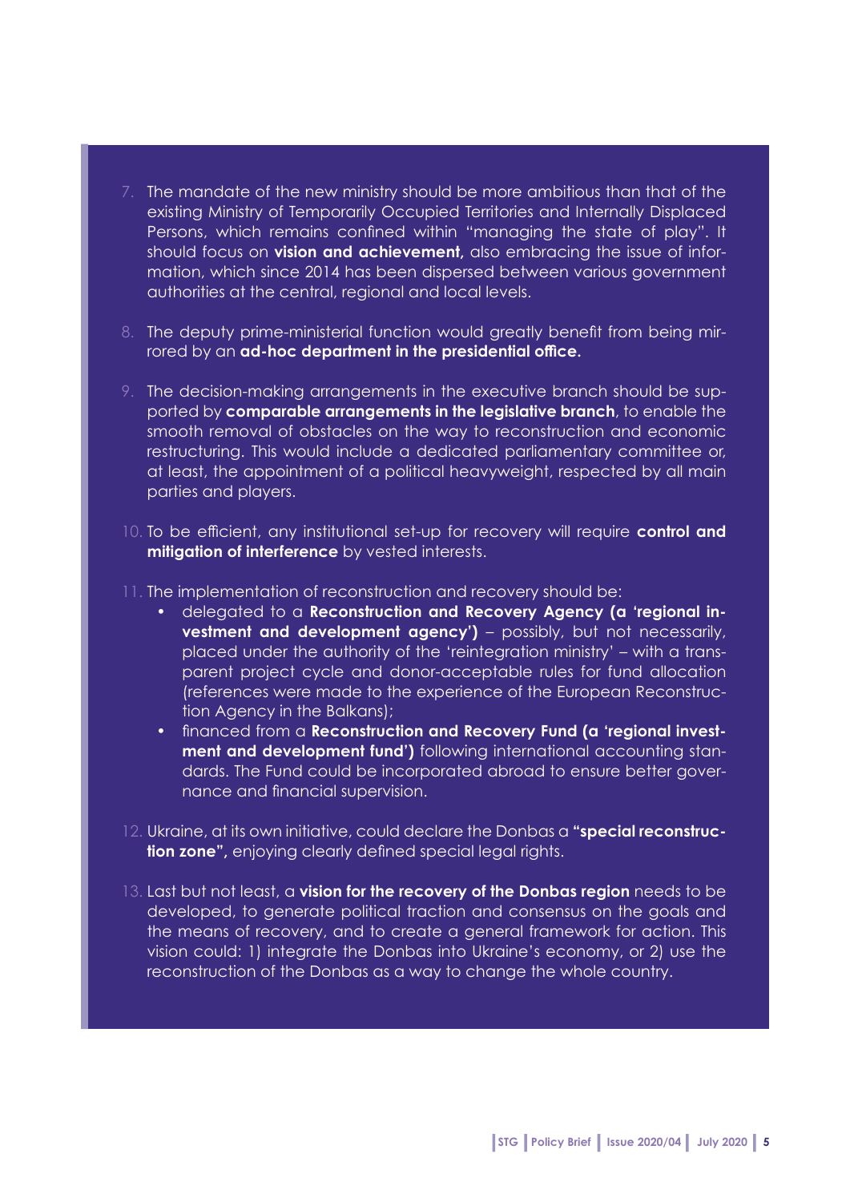7. The mandate of the new ministry should be more ambitious than that of the existing Ministry of Temporarily Occupied Territories and Internally Displaced Persons, which remains confined within "managing the state of play". It should focus on **vision and achievement,** also embracing the issue of information, which since 2014 has been dispersed between various government authorities at the central, regional and local levels.

8. The deputy prime-ministerial function would greatly benefit from being mirrored by an **ad-hoc department in the presidential office**.

9. The decision-making arrangements in the executive branch should be supported by **comparable arrangements in the legislative branch**, to enable the smooth removal of obstacles on the way to reconstruction and economic restructuring. This would include a dedicated parliamentary committee or, at least, the appointment of a political heavyweight, respected by all main parties and players.

10. To be efficient, any institutional set-up for recovery will require **control and mitigation of interference** by vested interests.

11. The implementation of reconstruction and recovery should be:
    - delegated to a **Reconstruction and Recovery Agency (a 'regional investment and development agency')** – possibly, but not necessarily, placed under the authority of the 'reintegration ministry' – with a transparent project cycle and donor-acceptable rules for fund allocation (references were made to the experience of the European Reconstruction Agency in the Balkans);
    - financed from a **Reconstruction and Recovery Fund (a 'regional investment and development fund')** following international accounting standards. The Fund could be incorporated abroad to ensure better governance and financial supervision.

12. Ukraine, at its own initiative, could declare the Donbas a **"special reconstruction zone",** enjoying clearly defined special legal rights.

13. Last but not least, a **vision for the recovery of the Donbas region** needs to be developed, to generate political traction and consensus on the goals and the means of recovery, and to create a general framework for action. This vision could: 1) integrate the Donbas into Ukraine's economy, or 2) use the reconstruction of the Donbas as a way to change the whole country.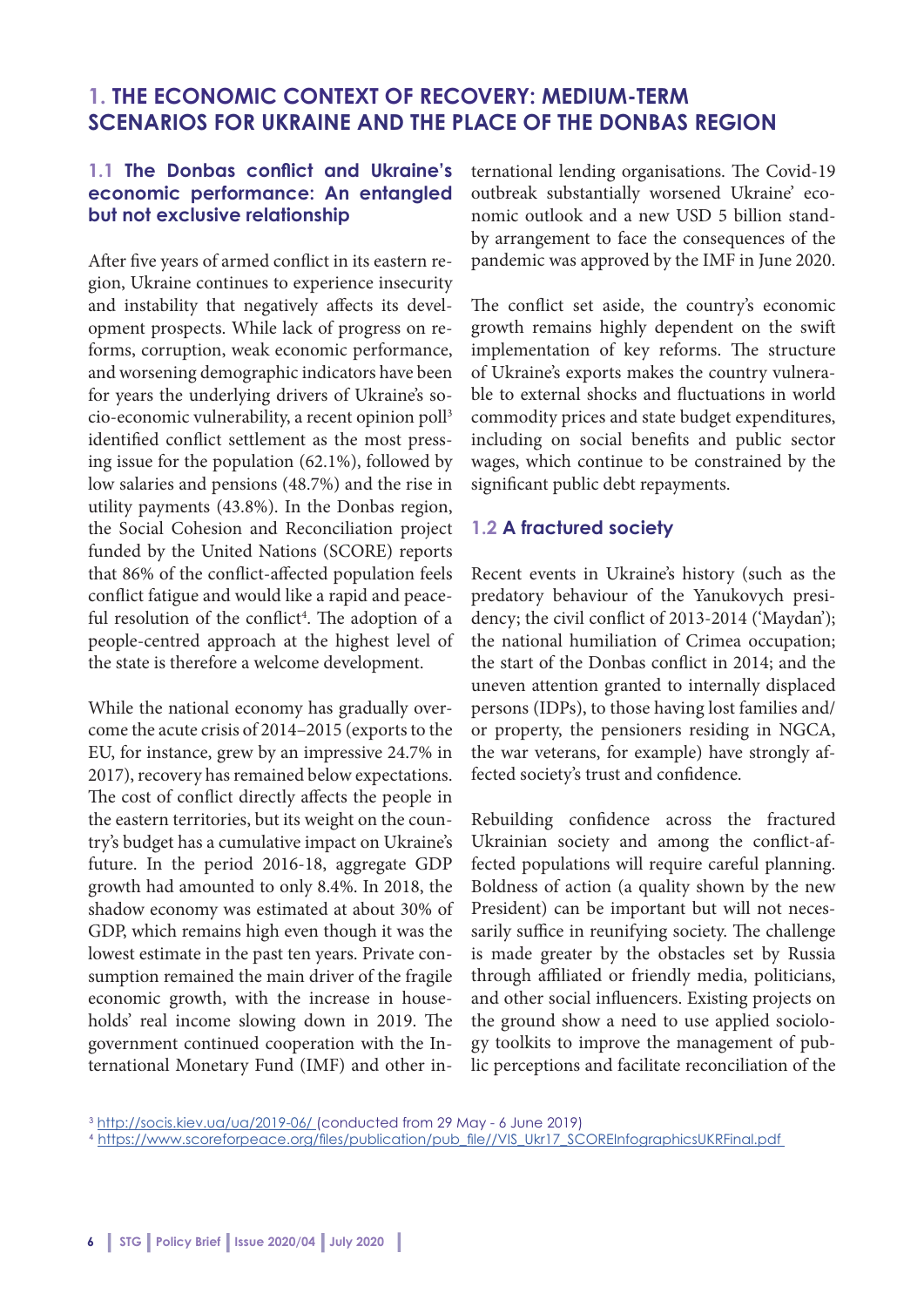# 1. THE ECONOMIC CONTEXT OF RECOVERY: MEDIUM-TERM SCENARIOS FOR UKRAINE AND THE PLACE OF THE DONBAS REGION

## 1.1 The Donbas conflict and Ukraine's economic performance: An entangled but not exclusive relationship

After five years of armed conflict in its eastern region, Ukraine continues to experience insecurity and instability that negatively affects its development prospects. While lack of progress on reforms, corruption, weak economic performance, and worsening demographic indicators have been for years the underlying drivers of Ukraine's socio-economic vulnerability, a recent opinion poll[3] identified conflict settlement as the most pressing issue for the population (62.1%), followed by low salaries and pensions (48.7%) and the rise in utility payments (43.8%). In the Donbas region, the Social Cohesion and Reconciliation project funded by the United Nations (SCORE) reports that 86% of the conflict-affected population feels conflict fatigue and would like a rapid and peaceful resolution of the conflict[4]. The adoption of a people-centred approach at the highest level of the state is therefore a welcome development.

While the national economy has gradually overcome the acute crisis of 2014–2015 (exports to the EU, for instance, grew by an impressive 24.7% in 2017), recovery has remained below expectations. The cost of conflict directly affects the people in the eastern territories, but its weight on the country's budget has a cumulative impact on Ukraine's future. In the period 2016-18, aggregate GDP growth had amounted to only 8.4%. In 2018, the shadow economy was estimated at about 30% of GDP, which remains high even though it was the lowest estimate in the past ten years. Private consumption remained the main driver of the fragile economic growth, with the increase in households' real income slowing down in 2019. The government continued cooperation with the International Monetary Fund (IMF) and other international lending organisations. The Covid-19 outbreak substantially worsened Ukraine' economic outlook and a new USD 5 billion stand-by arrangement to face the consequences of the pandemic was approved by the IMF in June 2020.

The conflict set aside, the country's economic growth remains highly dependent on the swift implementation of key reforms. The structure of Ukraine's exports makes the country vulnerable to external shocks and fluctuations in world commodity prices and state budget expenditures, including on social benefits and public sector wages, which continue to be constrained by the significant public debt repayments.

## 1.2 A fractured society

Recent events in Ukraine's history (such as the predatory behaviour of the Yanukovych presidency; the civil conflict of 2013-2014 ('Maydan'); the national humiliation of Crimea occupation; the start of the Donbas conflict in 2014; and the uneven attention granted to internally displaced persons (IDPs), to those having lost families and/or property, the pensioners residing in NGCA, the war veterans, for example) have strongly affected society's trust and confidence.

Rebuilding confidence across the fractured Ukrainian society and among the conflict-affected populations will require careful planning. Boldness of action (a quality shown by the new President) can be important but will not necessarily suffice in reunifying society. The challenge is made greater by the obstacles set by Russia through affiliated or friendly media, politicians, and other social influencers. Existing projects on the ground show a need to use applied sociology toolkits to improve the management of public perceptions and facilitate reconciliation of the

[3] http://socis.kiev.ua/ua/2019-06/ (conducted from 29 May - 6 June 2019)

[4] https://www.scoreforpeace.org/files/publication/pub_file//VIS_Ukr17_SCOREInfographicsUKRFinal.pdf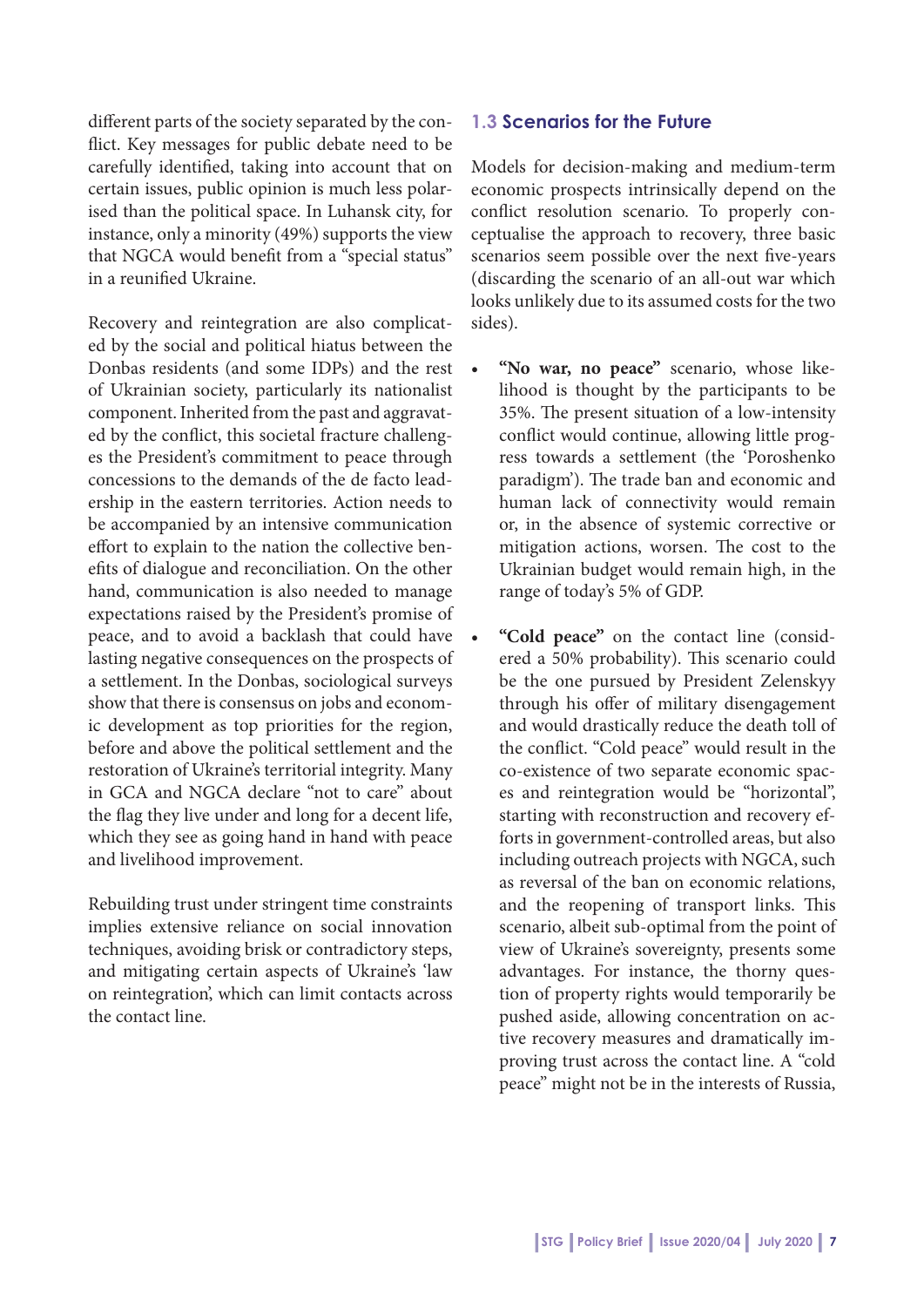different parts of the society separated by the conflict. Key messages for public debate need to be carefully identified, taking into account that on certain issues, public opinion is much less polarised than the political space. In Luhansk city, for instance, only a minority (49%) supports the view that NGCA would benefit from a "special status" in a reunified Ukraine.

Recovery and reintegration are also complicated by the social and political hiatus between the Donbas residents (and some IDPs) and the rest of Ukrainian society, particularly its nationalist component. Inherited from the past and aggravated by the conflict, this societal fracture challenges the President's commitment to peace through concessions to the demands of the de facto leadership in the eastern territories. Action needs to be accompanied by an intensive communication effort to explain to the nation the collective benefits of dialogue and reconciliation. On the other hand, communication is also needed to manage expectations raised by the President's promise of peace, and to avoid a backlash that could have lasting negative consequences on the prospects of a settlement. In the Donbas, sociological surveys show that there is consensus on jobs and economic development as top priorities for the region, before and above the political settlement and the restoration of Ukraine's territorial integrity. Many in GCA and NGCA declare "not to care" about the flag they live under and long for a decent life, which they see as going hand in hand with peace and livelihood improvement.

Rebuilding trust under stringent time constraints implies extensive reliance on social innovation techniques, avoiding brisk or contradictory steps, and mitigating certain aspects of Ukraine's 'law on reintegration', which can limit contacts across the contact line.

## 1.3 Scenarios for the Future

Models for decision-making and medium-term economic prospects intrinsically depend on the conflict resolution scenario. To properly conceptualise the approach to recovery, three basic scenarios seem possible over the next five-years (discarding the scenario of an all-out war which looks unlikely due to its assumed costs for the two sides).

- **"No war, no peace"** scenario, whose likelihood is thought by the participants to be 35%. The present situation of a low-intensity conflict would continue, allowing little progress towards a settlement (the 'Poroshenko paradigm'). The trade ban and economic and human lack of connectivity would remain or, in the absence of systemic corrective or mitigation actions, worsen. The cost to the Ukrainian budget would remain high, in the range of today's 5% of GDP.
- **"Cold peace"** on the contact line (considered a 50% probability). This scenario could be the one pursued by President Zelenskyy through his offer of military disengagement and would drastically reduce the death toll of the conflict. "Cold peace" would result in the co-existence of two separate economic spaces and reintegration would be "horizontal", starting with reconstruction and recovery efforts in government-controlled areas, but also including outreach projects with NGCA, such as reversal of the ban on economic relations, and the reopening of transport links. This scenario, albeit sub-optimal from the point of view of Ukraine's sovereignty, presents some advantages. For instance, the thorny question of property rights would temporarily be pushed aside, allowing concentration on active recovery measures and dramatically improving trust across the contact line. A "cold peace" might not be in the interests of Russia,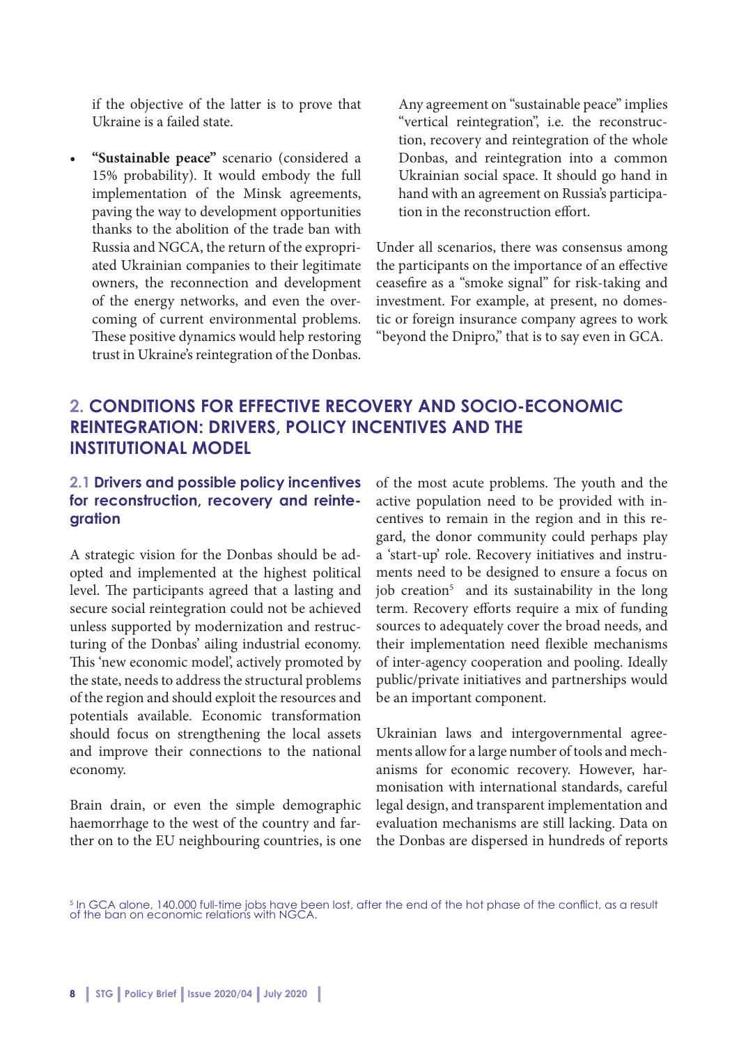if the objective of the latter is to prove that Ukraine is a failed state.

- **"Sustainable peace"** scenario (considered a 15% probability). It would embody the full implementation of the Minsk agreements, paving the way to development opportunities thanks to the abolition of the trade ban with Russia and NGCA, the return of the expropriated Ukrainian companies to their legitimate owners, the reconnection and development of the energy networks, and even the overcoming of current environmental problems. These positive dynamics would help restoring trust in Ukraine's reintegration of the Donbas.

  Any agreement on "sustainable peace" implies "vertical reintegration", i.e. the reconstruction, recovery and reintegration of the whole Donbas, and reintegration into a common Ukrainian social space. It should go hand in hand with an agreement on Russia's participation in the reconstruction effort.

Under all scenarios, there was consensus among the participants on the importance of an effective ceasefire as a "smoke signal" for risk-taking and investment. For example, at present, no domestic or foreign insurance company agrees to work "beyond the Dnipro," that is to say even in GCA.

## 2. CONDITIONS FOR EFFECTIVE RECOVERY AND SOCIO-ECONOMIC REINTEGRATION: DRIVERS, POLICY INCENTIVES AND THE INSTITUTIONAL MODEL

### 2.1 Drivers and possible policy incentives for reconstruction, recovery and reintegration

A strategic vision for the Donbas should be adopted and implemented at the highest political level. The participants agreed that a lasting and secure social reintegration could not be achieved unless supported by modernization and restructuring of the Donbas' ailing industrial economy. This 'new economic model', actively promoted by the state, needs to address the structural problems of the region and should exploit the resources and potentials available. Economic transformation should focus on strengthening the local assets and improve their connections to the national economy.

Brain drain, or even the simple demographic haemorrhage to the west of the country and farther on to the EU neighbouring countries, is one of the most acute problems. The youth and the active population need to be provided with incentives to remain in the region and in this regard, the donor community could perhaps play a 'start-up' role. Recovery initiatives and instruments need to be designed to ensure a focus on job creation[5] and its sustainability in the long term. Recovery efforts require a mix of funding sources to adequately cover the broad needs, and their implementation need flexible mechanisms of inter-agency cooperation and pooling. Ideally public/private initiatives and partnerships would be an important component.

Ukrainian laws and intergovernmental agreements allow for a large number of tools and mechanisms for economic recovery. However, harmonisation with international standards, careful legal design, and transparent implementation and evaluation mechanisms are still lacking. Data on the Donbas are dispersed in hundreds of reports

[5] In GCA alone, 140.000 full-time jobs have been lost, after the end of the hot phase of the conflict, as a result of the ban on economic relations with NGCA.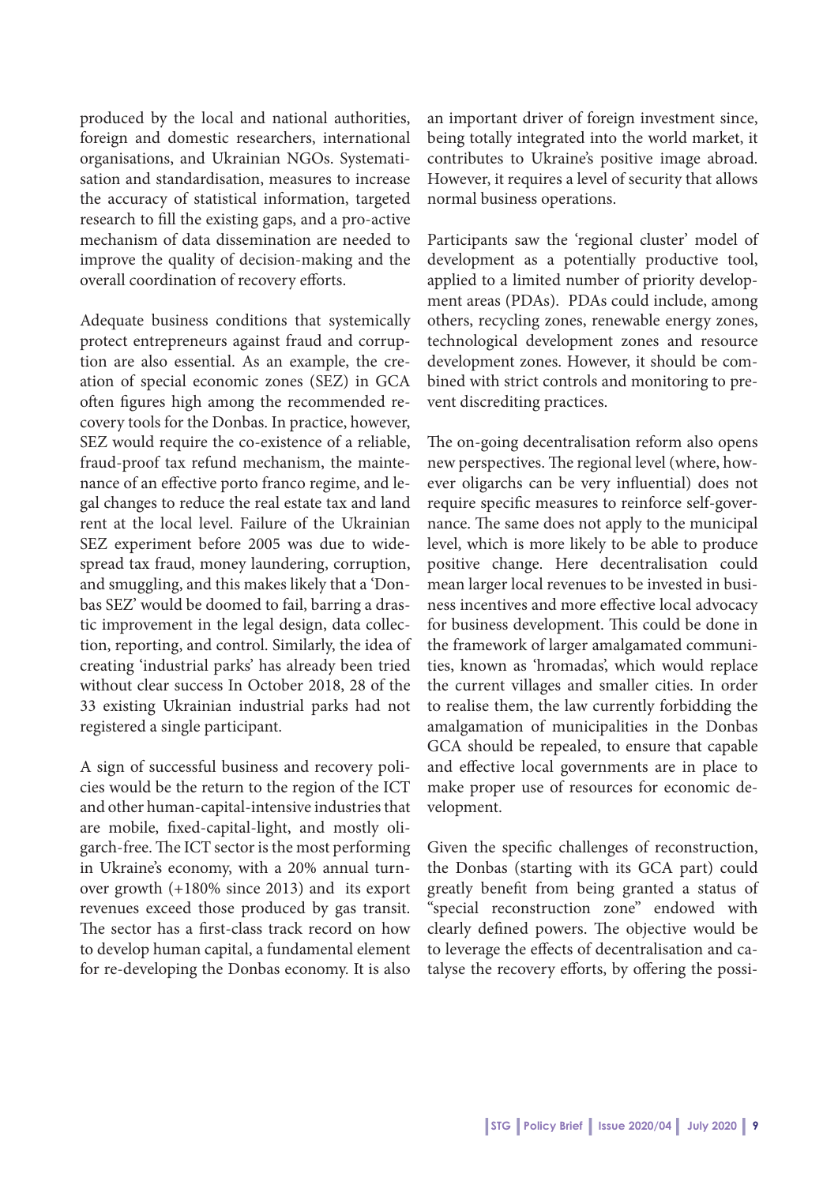produced by the local and national authorities, foreign and domestic researchers, international organisations, and Ukrainian NGOs. Systematisation and standardisation, measures to increase the accuracy of statistical information, targeted research to fill the existing gaps, and a pro-active mechanism of data dissemination are needed to improve the quality of decision-making and the overall coordination of recovery efforts.

Adequate business conditions that systemically protect entrepreneurs against fraud and corruption are also essential. As an example, the creation of special economic zones (SEZ) in GCA often figures high among the recommended recovery tools for the Donbas. In practice, however, SEZ would require the co-existence of a reliable, fraud-proof tax refund mechanism, the maintenance of an effective porto franco regime, and legal changes to reduce the real estate tax and land rent at the local level. Failure of the Ukrainian SEZ experiment before 2005 was due to widespread tax fraud, money laundering, corruption, and smuggling, and this makes likely that a 'Donbas SEZ' would be doomed to fail, barring a drastic improvement in the legal design, data collection, reporting, and control. Similarly, the idea of creating 'industrial parks' has already been tried without clear success In October 2018, 28 of the 33 existing Ukrainian industrial parks had not registered a single participant.

A sign of successful business and recovery policies would be the return to the region of the ICT and other human-capital-intensive industries that are mobile, fixed-capital-light, and mostly oligarch-free. The ICT sector is the most performing in Ukraine's economy, with a 20% annual turnover growth (+180% since 2013) and its export revenues exceed those produced by gas transit. The sector has a first-class track record on how to develop human capital, a fundamental element for re-developing the Donbas economy. It is also an important driver of foreign investment since, being totally integrated into the world market, it contributes to Ukraine's positive image abroad. However, it requires a level of security that allows normal business operations.

Participants saw the 'regional cluster' model of development as a potentially productive tool, applied to a limited number of priority development areas (PDAs). PDAs could include, among others, recycling zones, renewable energy zones, technological development zones and resource development zones. However, it should be combined with strict controls and monitoring to prevent discrediting practices.

The on-going decentralisation reform also opens new perspectives. The regional level (where, however oligarchs can be very influential) does not require specific measures to reinforce self-governance. The same does not apply to the municipal level, which is more likely to be able to produce positive change. Here decentralisation could mean larger local revenues to be invested in business incentives and more effective local advocacy for business development. This could be done in the framework of larger amalgamated communities, known as 'hromadas', which would replace the current villages and smaller cities. In order to realise them, the law currently forbidding the amalgamation of municipalities in the Donbas GCA should be repealed, to ensure that capable and effective local governments are in place to make proper use of resources for economic development.

Given the specific challenges of reconstruction, the Donbas (starting with its GCA part) could greatly benefit from being granted a status of "special reconstruction zone" endowed with clearly defined powers. The objective would be to leverage the effects of decentralisation and catalyse the recovery efforts, by offering the possi-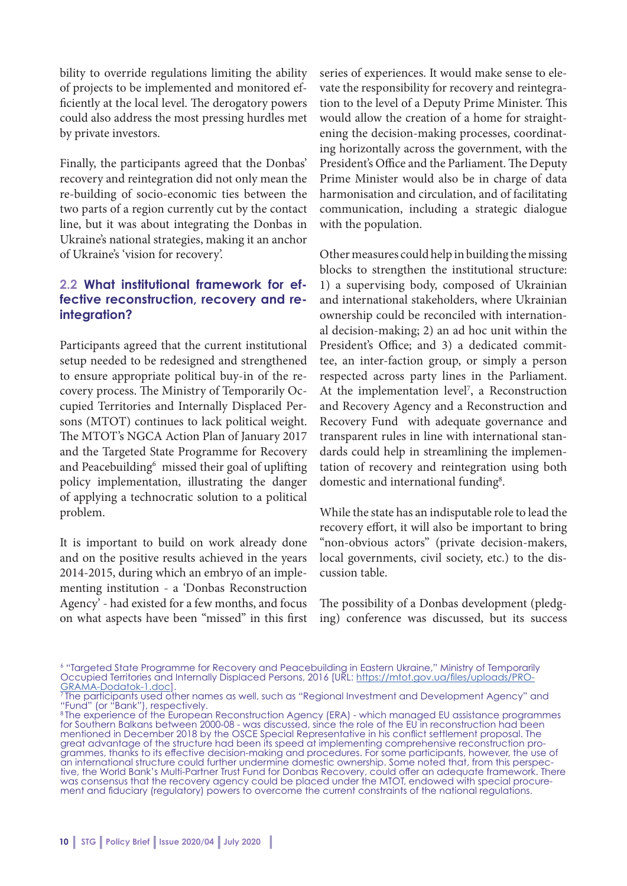bility to override regulations limiting the ability of projects to be implemented and monitored efficiently at the local level. The derogatory powers could also address the most pressing hurdles met by private investors.

Finally, the participants agreed that the Donbas' recovery and reintegration did not only mean the re-building of socio-economic ties between the two parts of a region currently cut by the contact line, but it was about integrating the Donbas in Ukraine's national strategies, making it an anchor of Ukraine's 'vision for recovery'.

## 2.2 What institutional framework for effective reconstruction, recovery and reintegration?

Participants agreed that the current institutional setup needed to be redesigned and strengthened to ensure appropriate political buy-in of the recovery process. The Ministry of Temporarily Occupied Territories and Internally Displaced Persons (MTOT) continues to lack political weight. The MTOT's NGCA Action Plan of January 2017 and the Targeted State Programme for Recovery and Peacebuilding[6] missed their goal of uplifting policy implementation, illustrating the danger of applying a technocratic solution to a political problem.

It is important to build on work already done and on the positive results achieved in the years 2014-2015, during which an embryo of an implementing institution - a 'Donbas Reconstruction Agency' - had existed for a few months, and focus on what aspects have been "missed" in this first series of experiences. It would make sense to elevate the responsibility for recovery and reintegration to the level of a Deputy Prime Minister. This would allow the creation of a home for straightening the decision-making processes, coordinating horizontally across the government, with the President's Office and the Parliament. The Deputy Prime Minister would also be in charge of data harmonisation and circulation, and of facilitating communication, including a strategic dialogue with the population.

Other measures could help in building the missing blocks to strengthen the institutional structure: 1) a supervising body, composed of Ukrainian and international stakeholders, where Ukrainian ownership could be reconciled with international decision-making; 2) an ad hoc unit within the President's Office; and 3) a dedicated committee, an inter-faction group, or simply a person respected across party lines in the Parliament. At the implementation level[7], a Reconstruction and Recovery Agency and a Reconstruction and Recovery Fund with adequate governance and transparent rules in line with international standards could help in streamlining the implementation of recovery and reintegration using both domestic and international funding[8].

While the state has an indisputable role to lead the recovery effort, it will also be important to bring "non-obvious actors" (private decision-makers, local governments, civil society, etc.) to the discussion table.

The possibility of a Donbas development (pledging) conference was discussed, but its success

---

[6] "Targeted State Programme for Recovery and Peacebuilding in Eastern Ukraine," Ministry of Temporarily Occupied Territories and Internally Displaced Persons, 2016 [URL: https://mtot.gov.ua/files/uploads/PROGRAMA-Dodatok-1.doc].

[7] The participants used other names as well, such as "Regional Investment and Development Agency" and "Fund" (or "Bank"), respectively.

[8] The experience of the European Reconstruction Agency (ERA) - which managed EU assistance programmes for Southern Balkans between 2000-08 - was discussed, since the role of the EU in reconstruction had been mentioned in December 2018 by the OSCE Special Representative in his conflict settlement proposal. The great advantage of the structure had been its speed at implementing comprehensive reconstruction programmes, thanks to its effective decision-making and procedures. For some participants, however, the use of an international structure could further undermine domestic ownership. Some noted that, from this perspective, the World Bank's Multi-Partner Trust Fund for Donbas Recovery, could offer an adequate framework. There was consensus that the recovery agency could be placed under the MTOT, endowed with special procurement and fiduciary (regulatory) powers to overcome the current constraints of the national regulations.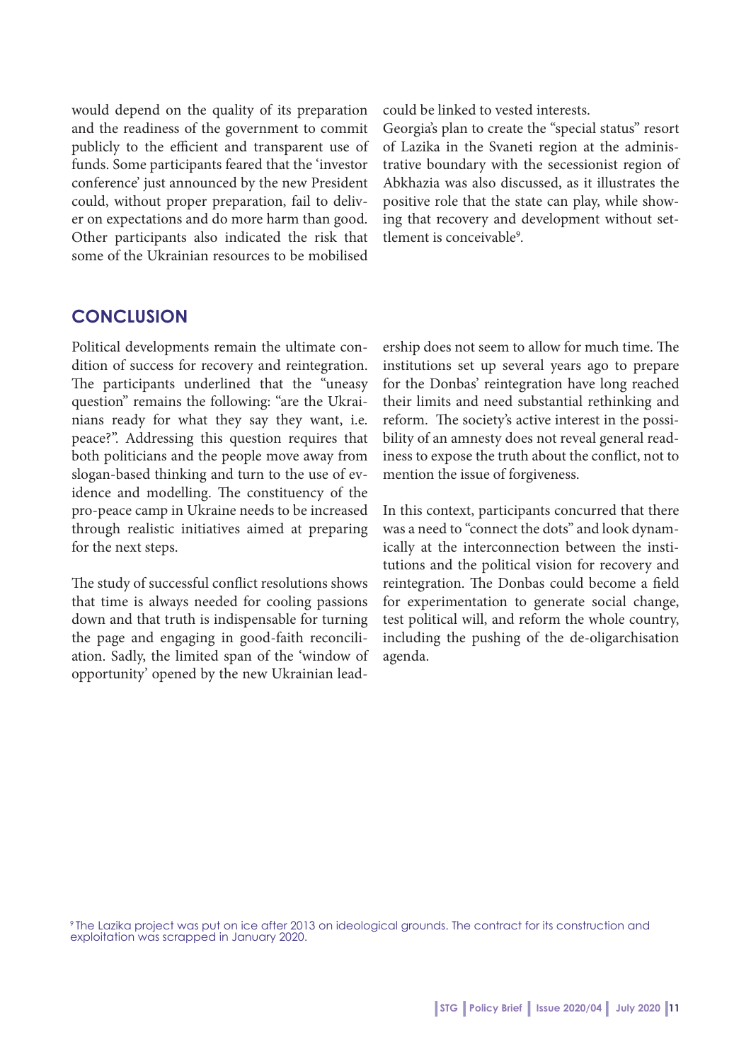would depend on the quality of its preparation and the readiness of the government to commit publicly to the efficient and transparent use of funds. Some participants feared that the 'investor conference' just announced by the new President could, without proper preparation, fail to deliver on expectations and do more harm than good. Other participants also indicated the risk that some of the Ukrainian resources to be mobilised could be linked to vested interests.

Georgia's plan to create the "special status" resort of Lazika in the Svaneti region at the administrative boundary with the secessionist region of Abkhazia was also discussed, as it illustrates the positive role that the state can play, while showing that recovery and development without settlement is conceivable[9].

## CONCLUSION

Political developments remain the ultimate condition of success for recovery and reintegration. The participants underlined that the "uneasy question" remains the following: "are the Ukrainians ready for what they say they want, i.e. peace?". Addressing this question requires that both politicians and the people move away from slogan-based thinking and turn to the use of evidence and modelling. The constituency of the pro-peace camp in Ukraine needs to be increased through realistic initiatives aimed at preparing for the next steps.

The study of successful conflict resolutions shows that time is always needed for cooling passions down and that truth is indispensable for turning the page and engaging in good-faith reconciliation. Sadly, the limited span of the 'window of opportunity' opened by the new Ukrainian leadership does not seem to allow for much time. The institutions set up several years ago to prepare for the Donbas' reintegration have long reached their limits and need substantial rethinking and reform. The society's active interest in the possibility of an amnesty does not reveal general readiness to expose the truth about the conflict, not to mention the issue of forgiveness.

In this context, participants concurred that there was a need to "connect the dots" and look dynamically at the interconnection between the institutions and the political vision for recovery and reintegration. The Donbas could become a field for experimentation to generate social change, test political will, and reform the whole country, including the pushing of the de-oligarchisation agenda.

[9] The Lazika project was put on ice after 2013 on ideological grounds. The contract for its construction and exploitation was scrapped in January 2020.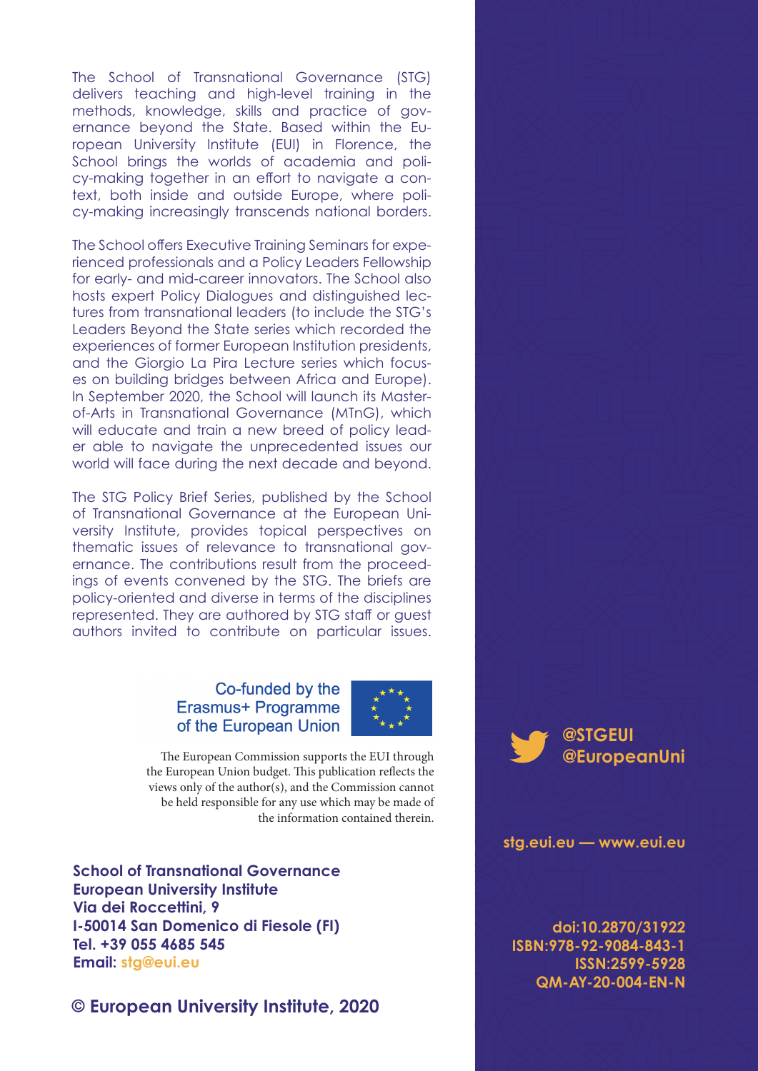The School of Transnational Governance (STG) delivers teaching and high-level training in the methods, knowledge, skills and practice of governance beyond the State. Based within the European University Institute (EUI) in Florence, the School brings the worlds of academia and policy-making together in an effort to navigate a context, both inside and outside Europe, where policy-making increasingly transcends national borders.

The School offers Executive Training Seminars for experienced professionals and a Policy Leaders Fellowship for early- and mid-career innovators. The School also hosts expert Policy Dialogues and distinguished lectures from transnational leaders (to include the STG's Leaders Beyond the State series which recorded the experiences of former European Institution presidents, and the Giorgio La Pira Lecture series which focuses on building bridges between Africa and Europe). In September 2020, the School will launch its Master-of-Arts in Transnational Governance (MTnG), which will educate and train a new breed of policy leader able to navigate the unprecedented issues our world will face during the next decade and beyond.

The STG Policy Brief Series, published by the School of Transnational Governance at the European University Institute, provides topical perspectives on thematic issues of relevance to transnational governance. The contributions result from the proceedings of events convened by the STG. The briefs are policy-oriented and diverse in terms of the disciplines represented. They are authored by STG staff or guest authors invited to contribute on particular issues.

Co-funded by the Erasmus+ Programme of the European Union

The European Commission supports the EUI through the European Union budget. This publication reflects the views only of the author(s), and the Commission cannot be held responsible for any use which may be made of the information contained therein.

**School of Transnational Governance**
**European University Institute**
**Via dei Roccettini, 9**
**I-50014 San Domenico di Fiesole (FI)**
**Tel. +39 055 4685 545**
**Email: stg@eui.eu**

**© European University Institute, 2020**

**@STGEUI**
**@EuropeanUni**

**stg.eui.eu — www.eui.eu**

**doi:10.2870/31922**
**ISBN:978-92-9084-843-1**
**ISSN:2599-5928**
**QM-AY-20-004-EN-N**